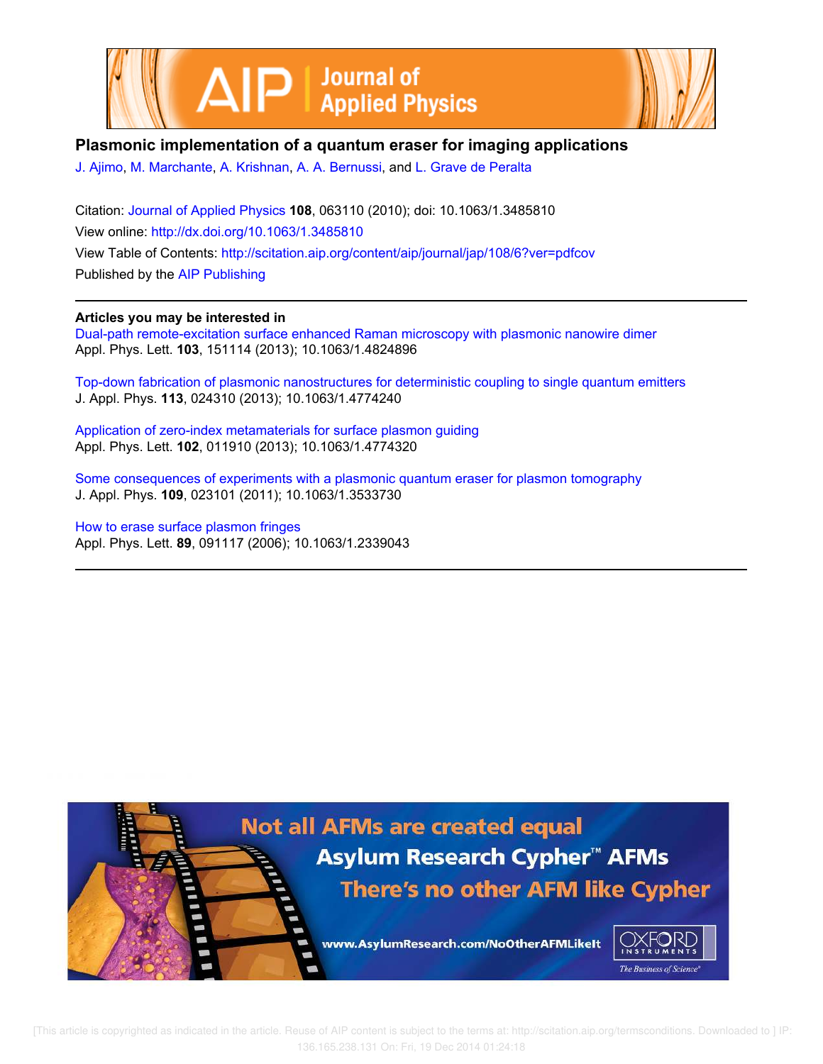# Plasmonic implementation of a quantum eraser for imaging applications

J. Ajimo, M. Marchante, A. Krishnan, A. A. Bernussi, and L. Grave de Peralta

Citation: Journal of Applied Physics **108**, 063110 (2010); doi: 10.1063/1.3485810

View online: http://dx.doi.org/10.1063/1.3485810

View Table of Contents: http://scitation.aip.org/content/aip/journal/jap/108/6?ver=pdfcov

Published by the AIP Publishing

**Articles you may be interested in**

Dual-path remote-excitation surface enhanced Raman microscopy with plasmonic nanowire dimer
Appl. Phys. Lett. **103**, 151114 (2013); 10.1063/1.4824896

Top-down fabrication of plasmonic nanostructures for deterministic coupling to single quantum emitters
J. Appl. Phys. **113**, 024310 (2013); 10.1063/1.4774240

Application of zero-index metamaterials for surface plasmon guiding
Appl. Phys. Lett. **102**, 011910 (2013); 10.1063/1.4774320

Some consequences of experiments with a plasmonic quantum eraser for plasmon tomography
J. Appl. Phys. **109**, 023101 (2011); 10.1063/1.3533730

How to erase surface plasmon fringes
Appl. Phys. Lett. **89**, 091117 (2006); 10.1063/1.2339043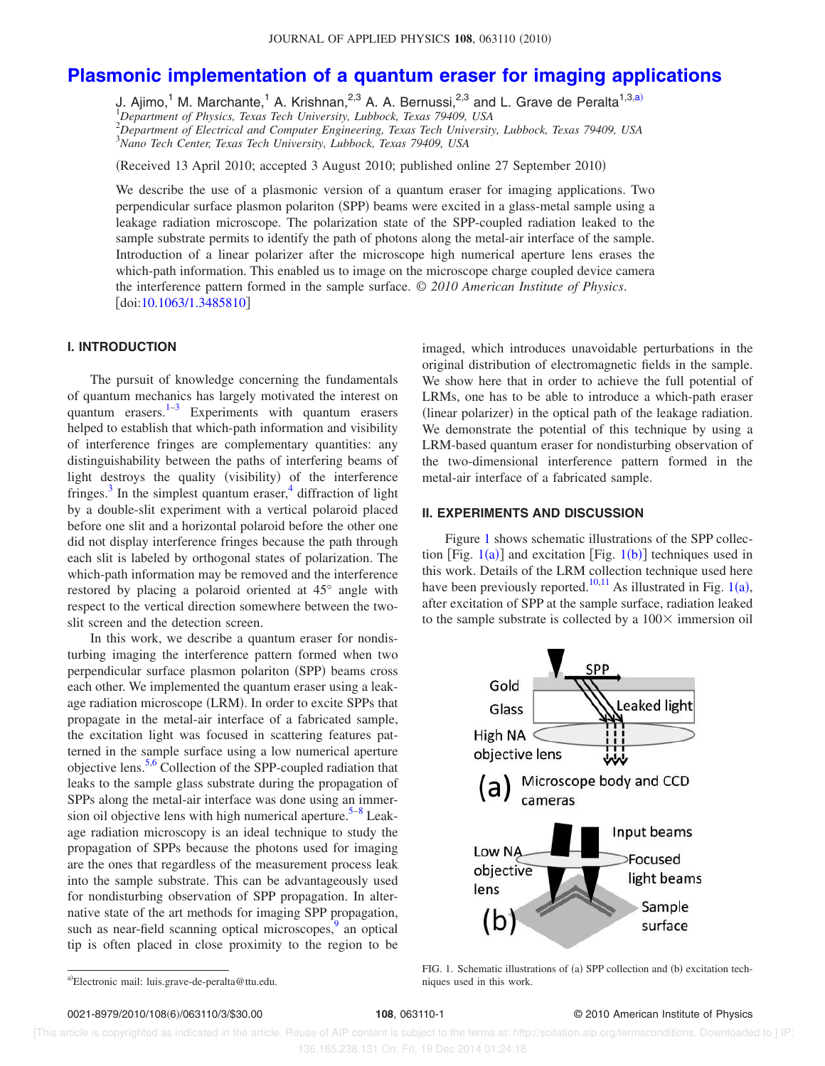# Plasmonic implementation of a quantum eraser for imaging applications

J. Ajimo,[1] M. Marchante,[1] A. Krishnan,[2,3] A. A. Bernussi,[2,3] and L. Grave de Peralta[1,3,a)]

[1]Department of Physics, Texas Tech University, Lubbock, Texas 79409, USA
[2]Department of Electrical and Computer Engineering, Texas Tech University, Lubbock, Texas 79409, USA
[3]Nano Tech Center, Texas Tech University, Lubbock, Texas 79409, USA

(Received 13 April 2010; accepted 3 August 2010; published online 27 September 2010)

We describe the use of a plasmonic version of a quantum eraser for imaging applications. Two perpendicular surface plasmon polariton (SPP) beams were excited in a glass-metal sample using a leakage radiation microscope. The polarization state of the SPP-coupled radiation leaked to the sample substrate permits to identify the path of photons along the metal-air interface of the sample. Introduction of a linear polarizer after the microscope high numerical aperture lens erases the which-path information. This enabled us to image on the microscope charge coupled device camera the interference pattern formed in the sample surface. © *2010 American Institute of Physics.* [doi:10.1063/1.3485810]

## I. INTRODUCTION

The pursuit of knowledge concerning the fundamentals of quantum mechanics has largely motivated the interest on quantum erasers.[1–3] Experiments with quantum erasers helped to establish that which-path information and visibility of interference fringes are complementary quantities: any distinguishability between the paths of interfering beams of light destroys the quality (visibility) of the interference fringes.[3] In the simplest quantum eraser,[4] diffraction of light by a double-slit experiment with a vertical polaroid placed before one slit and a horizontal polaroid before the other one did not display interference fringes because the path through each slit is labeled by orthogonal states of polarization. The which-path information may be removed and the interference restored by placing a polaroid oriented at 45° angle with respect to the vertical direction somewhere between the two-slit screen and the detection screen.

In this work, we describe a quantum eraser for nondisturbing imaging the interference pattern formed when two perpendicular surface plasmon polariton (SPP) beams cross each other. We implemented the quantum eraser using a leakage radiation microscope (LRM). In order to excite SPPs that propagate in the metal-air interface of a fabricated sample, the excitation light was focused in scattering features patterned in the sample surface using a low numerical aperture objective lens.[5,6] Collection of the SPP-coupled radiation that leaks to the sample glass substrate during the propagation of SPPs along the metal-air interface was done using an immersion oil objective lens with high numerical aperture.[5–8] Leakage radiation microscopy is an ideal technique to study the propagation of SPPs because the photons used for imaging are the ones that regardless of the measurement process leak into the sample substrate. This can be advantageously used for nondisturbing observation of SPP propagation. In alternative state of the art methods for imaging SPP propagation, such as near-field scanning optical microscopes,[9] an optical tip is often placed in close proximity to the region to be imaged, which introduces unavoidable perturbations in the original distribution of electromagnetic fields in the sample. We show here that in order to achieve the full potential of LRMs, one has to be able to introduce a which-path eraser (linear polarizer) in the optical path of the leakage radiation. We demonstrate the potential of this technique by using a LRM-based quantum eraser for nondisturbing observation of the two-dimensional interference pattern formed in the metal-air interface of a fabricated sample.

## II. EXPERIMENTS AND DISCUSSION

Figure 1 shows schematic illustrations of the SPP collection [Fig. 1(a)] and excitation [Fig. 1(b)] techniques used in this work. Details of the LRM collection technique used here have been previously reported.[10,11] As illustrated in Fig. 1(a), after excitation of SPP at the sample surface, radiation leaked to the sample substrate is collected by a 100× immersion oil

FIG. 1. Schematic illustrations of (a) SPP collection and (b) excitation techniques used in this work.

[a)]Electronic mail: luis.grave-de-peralta@ttu.edu.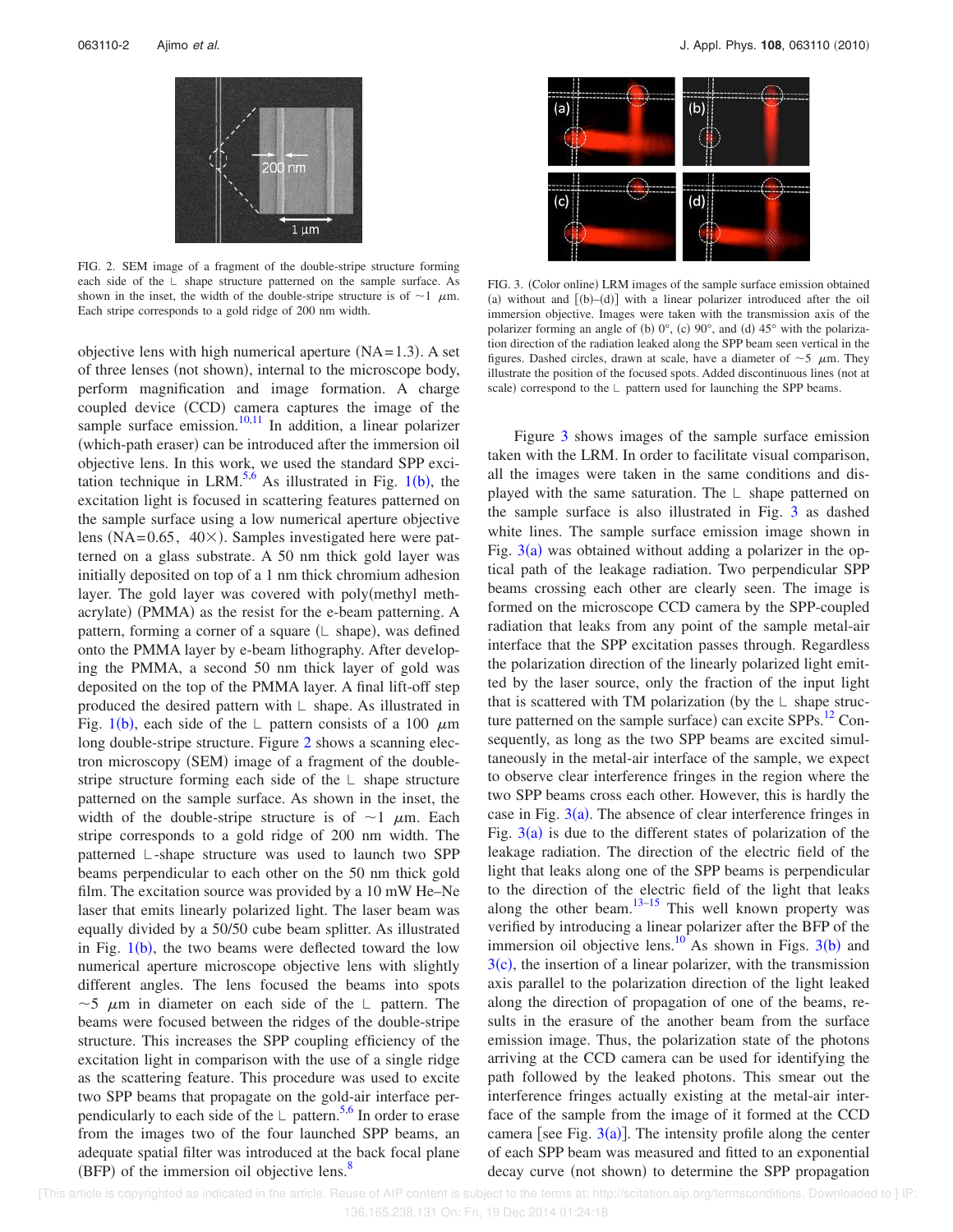FIG. 2. SEM image of a fragment of the double-stripe structure forming each side of the ∟ shape structure patterned on the sample surface. As shown in the inset, the width of the double-stripe structure is of ~1 μm. Each stripe corresponds to a gold ridge of 200 nm width.

objective lens with high numerical aperture (NA=1.3). A set of three lenses (not shown), internal to the microscope body, perform magnification and image formation. A charge coupled device (CCD) camera captures the image of the sample surface emission.[10,11] In addition, a linear polarizer (which-path eraser) can be introduced after the immersion oil objective lens. In this work, we used the standard SPP excitation technique in LRM.[5,6] As illustrated in Fig. 1(b), the excitation light is focused in scattering features patterned on the sample surface using a low numerical aperture objective lens (NA=0.65, 40×). Samples investigated here were patterned on a glass substrate. A 50 nm thick gold layer was initially deposited on top of a 1 nm thick chromium adhesion layer. The gold layer was covered with poly(methyl methacrylate) (PMMA) as the resist for the e-beam patterning. A pattern, forming a corner of a square (∟ shape), was defined onto the PMMA layer by e-beam lithography. After developing the PMMA, a second 50 nm thick layer of gold was deposited on the top of the PMMA layer. A final lift-off step produced the desired pattern with ∟ shape. As illustrated in Fig. 1(b), each side of the ∟ pattern consists of a 100 μm long double-stripe structure. Figure 2 shows a scanning electron microscopy (SEM) image of a fragment of the double-stripe structure forming each side of the ∟ shape structure patterned on the sample surface. As shown in the inset, the width of the double-stripe structure is of ~1 μm. Each stripe corresponds to a gold ridge of 200 nm width. The patterned ∟-shape structure was used to launch two SPP beams perpendicular to each other on the 50 nm thick gold film. The excitation source was provided by a 10 mW He–Ne laser that emits linearly polarized light. The laser beam was equally divided by a 50/50 cube beam splitter. As illustrated in Fig. 1(b), the two beams were deflected toward the low numerical aperture microscope objective lens with slightly different angles. The lens focused the beams into spots ~5 μm in diameter on each side of the ∟ pattern. The beams were focused between the ridges of the double-stripe structure. This increases the SPP coupling efficiency of the excitation light in comparison with the use of a single ridge as the scattering feature. This procedure was used to excite two SPP beams that propagate on the gold-air interface perpendicularly to each side of the ∟ pattern.[5,6] In order to erase from the images two of the four launched SPP beams, an adequate spatial filter was introduced at the back focal plane (BFP) of the immersion oil objective lens.[8]

FIG. 3. (Color online) LRM images of the sample surface emission obtained (a) without and [(b)–(d)] with a linear polarizer introduced after the oil immersion objective. Images were taken with the transmission axis of the polarizer forming an angle of (b) 0°, (c) 90°, and (d) 45° with the polarization direction of the radiation leaked along the SPP beam seen vertical in the figures. Dashed circles, drawn at scale, have a diameter of ~5 μm. They illustrate the position of the focused spots. Added discontinuous lines (not at scale) correspond to the ∟ pattern used for launching the SPP beams.

Figure 3 shows images of the sample surface emission taken with the LRM. In order to facilitate visual comparison, all the images were taken in the same conditions and displayed with the same saturation. The ∟ shape patterned on the sample surface is also illustrated in Fig. 3 as dashed white lines. The sample surface emission image shown in Fig. 3(a) was obtained without adding a polarizer in the optical path of the leakage radiation. Two perpendicular SPP beams crossing each other are clearly seen. The image is formed on the microscope CCD camera by the SPP-coupled radiation that leaks from any point of the sample metal-air interface that the SPP excitation passes through. Regardless the polarization direction of the linearly polarized light emitted by the laser source, only the fraction of the input light that is scattered with TM polarization (by the ∟ shape structure patterned on the sample surface) can excite SPPs.[12] Consequently, as long as the two SPP beams are excited simultaneously in the metal-air interface of the sample, we expect to observe clear interference fringes in the region where the two SPP beams cross each other. However, this is hardly the case in Fig. 3(a). The absence of clear interference fringes in Fig. 3(a) is due to the different states of polarization of the leakage radiation. The direction of the electric field of the light that leaks along one of the SPP beams is perpendicular to the direction of the electric field of the light that leaks along the other beam.[13–15] This well known property was verified by introducing a linear polarizer after the BFP of the immersion oil objective lens.[10] As shown in Figs. 3(b) and 3(c), the insertion of a linear polarizer, with the transmission axis parallel to the polarization direction of the light leaked along the direction of propagation of one of the beams, results in the erasure of the another beam from the surface emission image. Thus, the polarization state of the photons arriving at the CCD camera can be used for identifying the path followed by the leaked photons. This smear out the interference fringes actually existing at the metal-air interface of the sample from the image of it formed at the CCD camera [see Fig. 3(a)]. The intensity profile along the center of each SPP beam was measured and fitted to an exponential decay curve (not shown) to determine the SPP propagation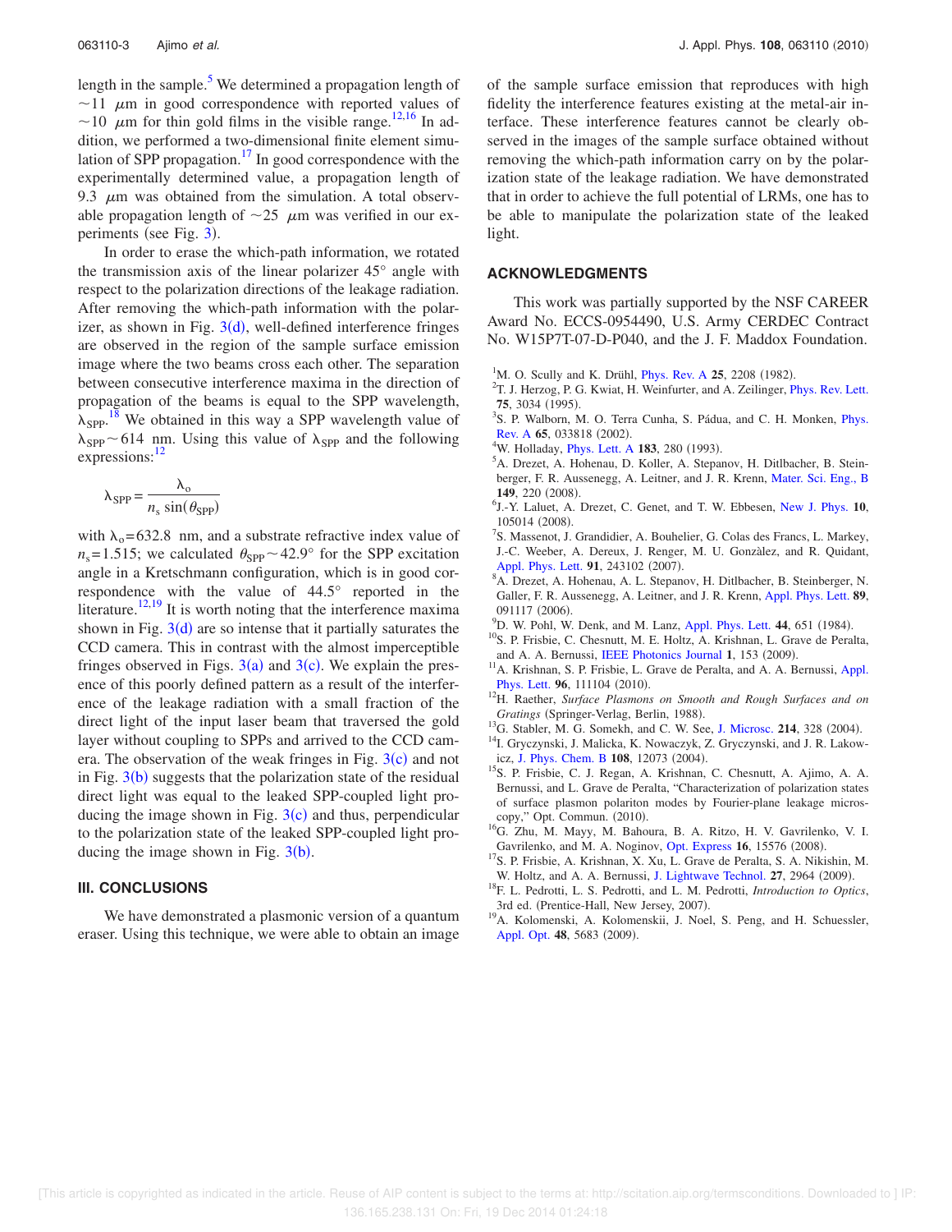length in the sample.[5] We determined a propagation length of $\sim 11$ $\mu$m in good correspondence with reported values of $\sim 10$ $\mu$m for thin gold films in the visible range.[12,16] In addition, we performed a two-dimensional finite element simulation of SPP propagation.[17] In good correspondence with the experimentally determined value, a propagation length of 9.3 $\mu$m was obtained from the simulation. A total observable propagation length of $\sim 25$ $\mu$m was verified in our experiments (see Fig. 3).

In order to erase the which-path information, we rotated the transmission axis of the linear polarizer 45° angle with respect to the polarization directions of the leakage radiation. After removing the which-path information with the polarizer, as shown in Fig. 3(d), well-defined interference fringes are observed in the region of the sample surface emission image where the two beams cross each other. The separation between consecutive interference maxima in the direction of propagation of the beams is equal to the SPP wavelength, $\lambda_{\mathrm{SPP}}$.[18] We obtained in this way a SPP wavelength value of $\lambda_{\mathrm{SPP}} \sim 614$ nm. Using this value of $\lambda_{\mathrm{SPP}}$ and the following expressions:[12]

$$\lambda_{\mathrm{SPP}} = \frac{\lambda_o}{n_s \sin(\theta_{\mathrm{SPP}})}$$

with $\lambda_o = 632.8$ nm, and a substrate refractive index value of $n_s = 1.515$; we calculated $\theta_{\mathrm{SPP}} \sim 42.9°$ for the SPP excitation angle in a Kretschmann configuration, which is in good correspondence with the value of 44.5° reported in the literature.[12,19] It is worth noting that the interference maxima shown in Fig. 3(d) are so intense that it partially saturates the CCD camera. This in contrast with the almost imperceptible fringes observed in Figs. 3(a) and 3(c). We explain the presence of this poorly defined pattern as a result of the interference of the leakage radiation with a small fraction of the direct light of the input laser beam that traversed the gold layer without coupling to SPPs and arrived to the CCD camera. The observation of the weak fringes in Fig. 3(c) and not in Fig. 3(b) suggests that the polarization state of the residual direct light was equal to the leaked SPP-coupled light producing the image shown in Fig. 3(c) and thus, perpendicular to the polarization state of the leaked SPP-coupled light producing the image shown in Fig. 3(b).

## III. CONCLUSIONS

We have demonstrated a plasmonic version of a quantum eraser. Using this technique, we were able to obtain an image of the sample surface emission that reproduces with high fidelity the interference features existing at the metal-air interface. These interference features cannot be clearly observed in the images of the sample surface obtained without removing the which-path information carry on by the polarization state of the leakage radiation. We have demonstrated that in order to achieve the full potential of LRMs, one has to be able to manipulate the polarization state of the leaked light.

## ACKNOWLEDGMENTS

This work was partially supported by the NSF CAREER Award No. ECCS-0954490, U.S. Army CERDEC Contract No. W15P7T-07-D-P040, and the J. F. Maddox Foundation.

[1] M. O. Scully and K. Drühl, Phys. Rev. A **25**, 2208 (1982).
[2] T. J. Herzog, P. G. Kwiat, H. Weinfurter, and A. Zeilinger, Phys. Rev. Lett. **75**, 3034 (1995).
[3] S. P. Walborn, M. O. Terra Cunha, S. Pádua, and C. H. Monken, Phys. Rev. A **65**, 033818 (2002).
[4] W. Holladay, Phys. Lett. A **183**, 280 (1993).
[5] A. Drezet, A. Hohenau, D. Koller, A. Stepanov, H. Ditlbacher, B. Steinberger, F. R. Aussenegg, A. Leitner, and J. R. Krenn, Mater. Sci. Eng., B **149**, 220 (2008).
[6] J.-Y. Laluet, A. Drezet, C. Genet, and T. W. Ebbesen, New J. Phys. **10**, 105014 (2008).
[7] S. Massenot, J. Grandidier, A. Bouhelier, G. Colas des Francs, L. Markey, J.-C. Weeber, A. Dereux, J. Renger, M. U. Gonzàlez, and R. Quidant, Appl. Phys. Lett. **91**, 243102 (2007).
[8] A. Drezet, A. Hohenau, A. L. Stepanov, H. Ditlbacher, B. Steinberger, N. Galler, F. R. Aussenegg, A. Leitner, and J. R. Krenn, Appl. Phys. Lett. **89**, 091117 (2006).
[9] D. W. Pohl, W. Denk, and M. Lanz, Appl. Phys. Lett. **44**, 651 (1984).
[10] S. P. Frisbie, C. Chesnutt, M. E. Holtz, A. Krishnan, L. Grave de Peralta, and A. A. Bernussi, IEEE Photonics Journal **1**, 153 (2009).
[11] A. Krishnan, S. P. Frisbie, L. Grave de Peralta, and A. A. Bernussi, Appl. Phys. Lett. **96**, 111104 (2010).
[12] H. Raether, *Surface Plasmons on Smooth and Rough Surfaces and on Gratings* (Springer-Verlag, Berlin, 1988).
[13] G. Stabler, M. G. Somekh, and C. W. See, J. Microsc. **214**, 328 (2004).
[14] I. Gryczynski, J. Malicka, K. Nowaczyk, Z. Gryczynski, and J. R. Lakowicz, J. Phys. Chem. B **108**, 12073 (2004).
[15] S. P. Frisbie, C. J. Regan, A. Krishnan, C. Chesnutt, A. Ajimo, A. A. Bernussi, and L. Grave de Peralta, "Characterization of polarization states of surface plasmon polariton modes by Fourier-plane leakage microscopy," Opt. Commun. (2010).
[16] G. Zhu, M. Mayy, M. Bahoura, B. A. Ritzo, H. V. Gavrilenko, V. I. Gavrilenko, and M. A. Noginov, Opt. Express **16**, 15576 (2008).
[17] S. P. Frisbie, A. Krishnan, X. Xu, L. Grave de Peralta, S. A. Nikishin, M. W. Holtz, and A. A. Bernussi, J. Lightwave Technol. **27**, 2964 (2009).
[18] F. L. Pedrotti, L. S. Pedrotti, and L. M. Pedrotti, *Introduction to Optics*, 3rd ed. (Prentice-Hall, New Jersey, 2007).
[19] A. Kolomenski, A. Kolomenskii, J. Noel, S. Peng, and H. Schuessler, Appl. Opt. **48**, 5683 (2009).